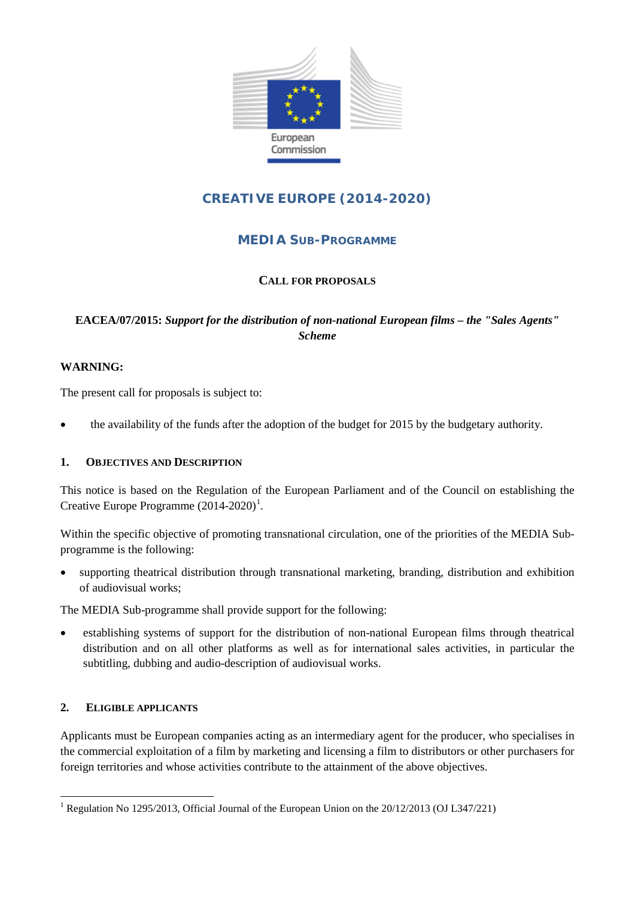European Commission

# CREATIVE EUROPE (2014-2020)

## MEDIA SUB-PROGRAMME

### CALL FOR PROPOSALS

**EACEA/07/2015:** ***Support for the distribution of non-national European films – the "Sales Agents" Scheme***

**WARNING:**

The present call for proposals is subject to:

- the availability of the funds after the adoption of the budget for 2015 by the budgetary authority.

## 1. OBJECTIVES AND DESCRIPTION

This notice is based on the Regulation of the European Parliament and of the Council on establishing the Creative Europe Programme (2014-2020)[1].

Within the specific objective of promoting transnational circulation, one of the priorities of the MEDIA Sub-programme is the following:

- supporting theatrical distribution through transnational marketing, branding, distribution and exhibition of audiovisual works;

The MEDIA Sub-programme shall provide support for the following:

- establishing systems of support for the distribution of non-national European films through theatrical distribution and on all other platforms as well as for international sales activities, in particular the subtitling, dubbing and audio-description of audiovisual works.

## 2. ELIGIBLE APPLICANTS

Applicants must be European companies acting as an intermediary agent for the producer, who specialises in the commercial exploitation of a film by marketing and licensing a film to distributors or other purchasers for foreign territories and whose activities contribute to the attainment of the above objectives.

---

[1] Regulation No 1295/2013, Official Journal of the European Union on the 20/12/2013 (OJ L347/221)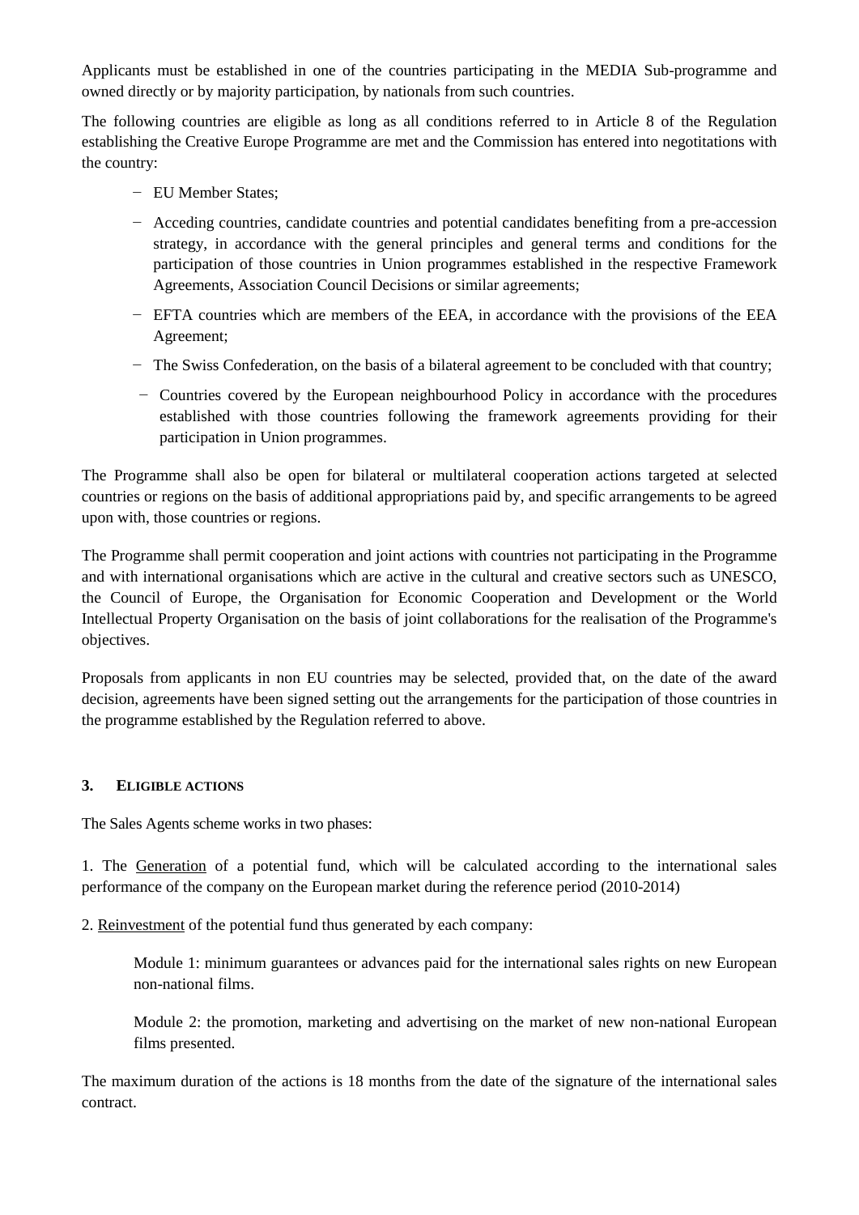Applicants must be established in one of the countries participating in the MEDIA Sub-programme and owned directly or by majority participation, by nationals from such countries.

The following countries are eligible as long as all conditions referred to in Article 8 of the Regulation establishing the Creative Europe Programme are met and the Commission has entered into negotitations with the country:

- EU Member States;
- Acceding countries, candidate countries and potential candidates benefiting from a pre-accession strategy, in accordance with the general principles and general terms and conditions for the participation of those countries in Union programmes established in the respective Framework Agreements, Association Council Decisions or similar agreements;
- EFTA countries which are members of the EEA, in accordance with the provisions of the EEA Agreement;
- The Swiss Confederation, on the basis of a bilateral agreement to be concluded with that country;
- Countries covered by the European neighbourhood Policy in accordance with the procedures established with those countries following the framework agreements providing for their participation in Union programmes.

The Programme shall also be open for bilateral or multilateral cooperation actions targeted at selected countries or regions on the basis of additional appropriations paid by, and specific arrangements to be agreed upon with, those countries or regions.

The Programme shall permit cooperation and joint actions with countries not participating in the Programme and with international organisations which are active in the cultural and creative sectors such as UNESCO, the Council of Europe, the Organisation for Economic Cooperation and Development or the World Intellectual Property Organisation on the basis of joint collaborations for the realisation of the Programme's objectives.

Proposals from applicants in non EU countries may be selected, provided that, on the date of the award decision, agreements have been signed setting out the arrangements for the participation of those countries in the programme established by the Regulation referred to above.

### 3. ELIGIBLE ACTIONS

The Sales Agents scheme works in two phases:

1. The Generation of a potential fund, which will be calculated according to the international sales performance of the company on the European market during the reference period (2010-2014)

2. Reinvestment of the potential fund thus generated by each company:

   Module 1: minimum guarantees or advances paid for the international sales rights on new European non-national films.

   Module 2: the promotion, marketing and advertising on the market of new non-national European films presented.

The maximum duration of the actions is 18 months from the date of the signature of the international sales contract.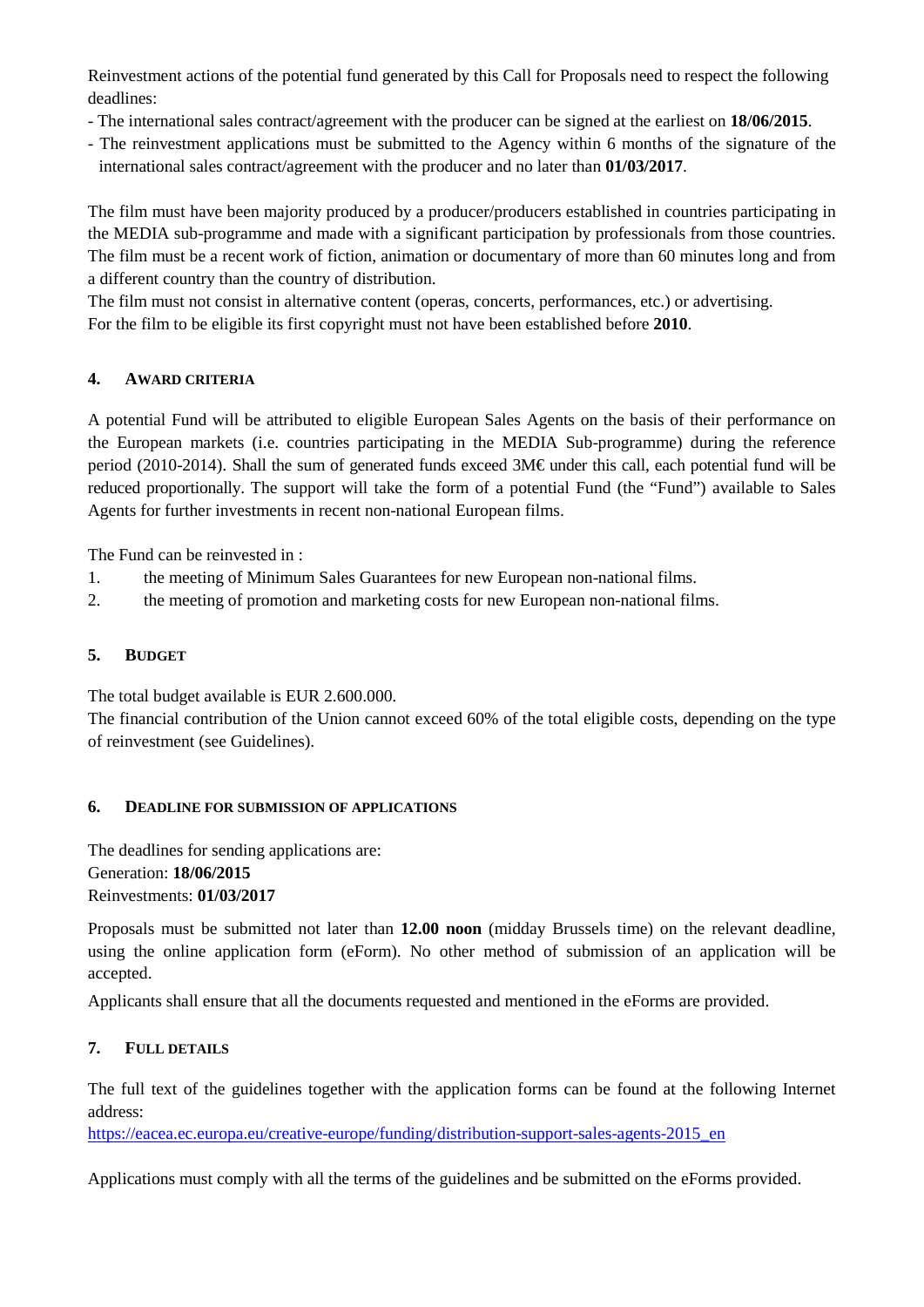Reinvestment actions of the potential fund generated by this Call for Proposals need to respect the following deadlines:

- The international sales contract/agreement with the producer can be signed at the earliest on **18/06/2015**.
- The reinvestment applications must be submitted to the Agency within 6 months of the signature of the international sales contract/agreement with the producer and no later than **01/03/2017**.

The film must have been majority produced by a producer/producers established in countries participating in the MEDIA sub-programme and made with a significant participation by professionals from those countries. The film must be a recent work of fiction, animation or documentary of more than 60 minutes long and from a different country than the country of distribution.

The film must not consist in alternative content (operas, concerts, performances, etc.) or advertising.

For the film to be eligible its first copyright must not have been established before **2010**.

## 4. Award criteria

A potential Fund will be attributed to eligible European Sales Agents on the basis of their performance on the European markets (i.e. countries participating in the MEDIA Sub-programme) during the reference period (2010-2014). Shall the sum of generated funds exceed 3M€ under this call, each potential fund will be reduced proportionally. The support will take the form of a potential Fund (the "Fund") available to Sales Agents for further investments in recent non-national European films.

The Fund can be reinvested in :

1. the meeting of Minimum Sales Guarantees for new European non-national films.
2. the meeting of promotion and marketing costs for new European non-national films.

## 5. Budget

The total budget available is EUR 2.600.000.

The financial contribution of the Union cannot exceed 60% of the total eligible costs, depending on the type of reinvestment (see Guidelines).

## 6. Deadline for submission of applications

The deadlines for sending applications are:
Generation: **18/06/2015**
Reinvestments: **01/03/2017**

Proposals must be submitted not later than **12.00 noon** (midday Brussels time) on the relevant deadline, using the online application form (eForm). No other method of submission of an application will be accepted.

Applicants shall ensure that all the documents requested and mentioned in the eForms are provided.

## 7. Full details

The full text of the guidelines together with the application forms can be found at the following Internet address:
https://eacea.ec.europa.eu/creative-europe/funding/distribution-support-sales-agents-2015_en

Applications must comply with all the terms of the guidelines and be submitted on the eForms provided.